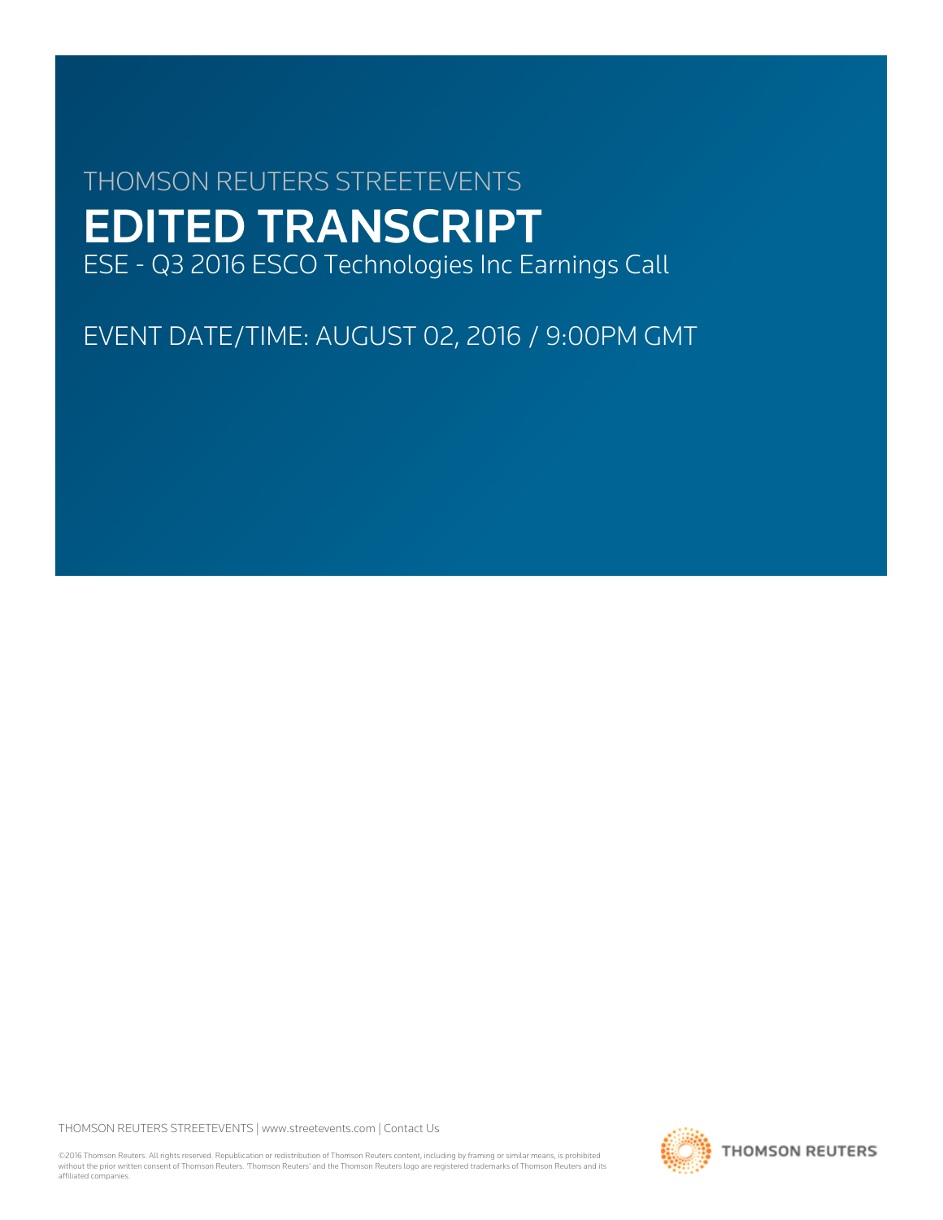THOMSON REUTERS STREETEVENTS

# EDITED TRANSCRIPT

ESE - Q3 2016 ESCO Technologies Inc Earnings Call

EVENT DATE/TIME: AUGUST 02, 2016 / 9:00PM GMT

THOMSON REUTERS STREETEVENTS | www.streetevents.com | Contact Us

©2016 Thomson Reuters. All rights reserved. Republication or redistribution of Thomson Reuters content, including by framing or similar means, is prohibited without the prior written consent of Thomson Reuters. 'Thomson Reuters' and the Thomson Reuters logo are registered trademarks of Thomson Reuters and its affiliated companies.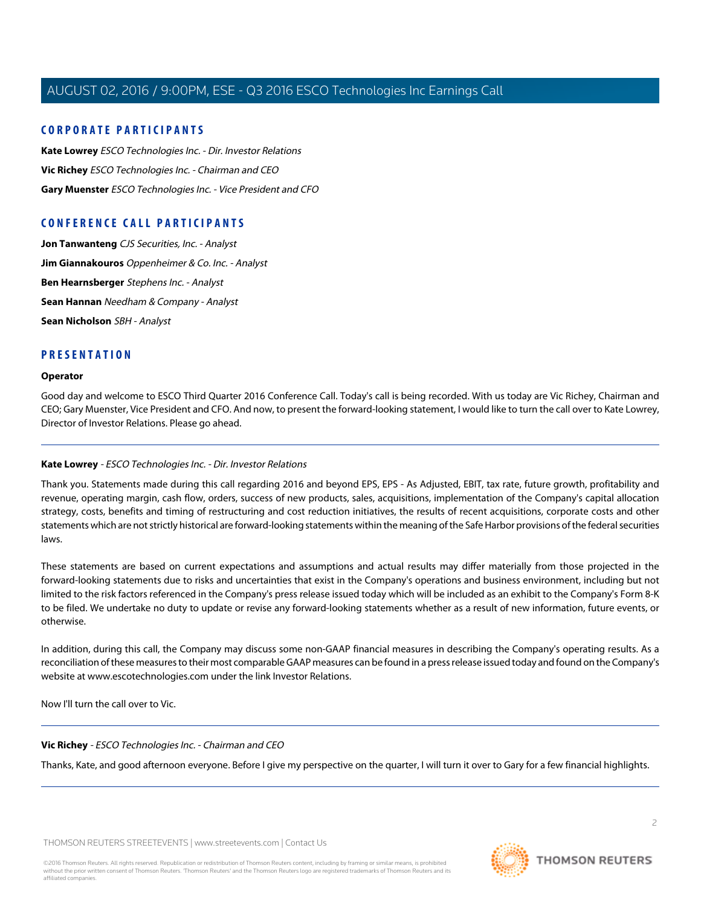## CORPORATE PARTICIPANTS

**Kate Lowrey** *ESCO Technologies Inc. - Dir. Investor Relations*

**Vic Richey** *ESCO Technologies Inc. - Chairman and CEO*

**Gary Muenster** *ESCO Technologies Inc. - Vice President and CFO*

## CONFERENCE CALL PARTICIPANTS

**Jon Tanwanteng** *CJS Securities, Inc. - Analyst*

**Jim Giannakouros** *Oppenheimer & Co. Inc. - Analyst*

**Ben Hearnsberger** *Stephens Inc. - Analyst*

**Sean Hannan** *Needham & Company - Analyst*

**Sean Nicholson** *SBH - Analyst*

## PRESENTATION

### Operator

Good day and welcome to ESCO Third Quarter 2016 Conference Call. Today's call is being recorded. With us today are Vic Richey, Chairman and CEO; Gary Muenster, Vice President and CFO. And now, to present the forward-looking statement, I would like to turn the call over to Kate Lowrey, Director of Investor Relations. Please go ahead.

---

### Kate Lowrey - *ESCO Technologies Inc. - Dir. Investor Relations*

Thank you. Statements made during this call regarding 2016 and beyond EPS, EPS - As Adjusted, EBIT, tax rate, future growth, profitability and revenue, operating margin, cash flow, orders, success of new products, sales, acquisitions, implementation of the Company's capital allocation strategy, costs, benefits and timing of restructuring and cost reduction initiatives, the results of recent acquisitions, corporate costs and other statements which are not strictly historical are forward-looking statements within the meaning of the Safe Harbor provisions of the federal securities laws.

These statements are based on current expectations and assumptions and actual results may differ materially from those projected in the forward-looking statements due to risks and uncertainties that exist in the Company's operations and business environment, including but not limited to the risk factors referenced in the Company's press release issued today which will be included as an exhibit to the Company's Form 8-K to be filed. We undertake no duty to update or revise any forward-looking statements whether as a result of new information, future events, or otherwise.

In addition, during this call, the Company may discuss some non-GAAP financial measures in describing the Company's operating results. As a reconciliation of these measures to their most comparable GAAP measures can be found in a press release issued today and found on the Company's website at www.escotechnologies.com under the link Investor Relations.

Now I'll turn the call over to Vic.

---

### Vic Richey - *ESCO Technologies Inc. - Chairman and CEO*

Thanks, Kate, and good afternoon everyone. Before I give my perspective on the quarter, I will turn it over to Gary for a few financial highlights.

---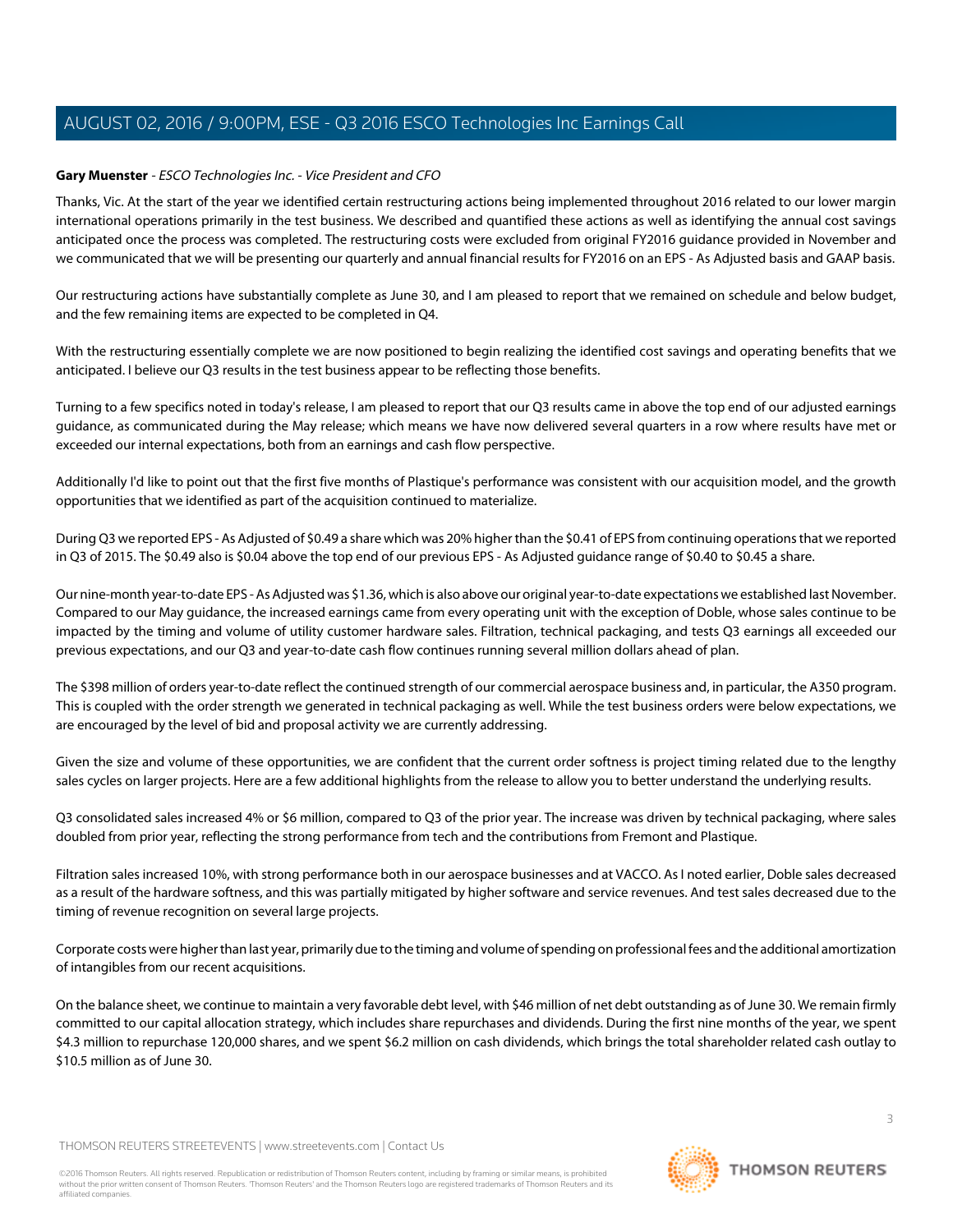**Gary Muenster** - *ESCO Technologies Inc. - Vice President and CFO*

Thanks, Vic. At the start of the year we identified certain restructuring actions being implemented throughout 2016 related to our lower margin international operations primarily in the test business. We described and quantified these actions as well as identifying the annual cost savings anticipated once the process was completed. The restructuring costs were excluded from original FY2016 guidance provided in November and we communicated that we will be presenting our quarterly and annual financial results for FY2016 on an EPS - As Adjusted basis and GAAP basis.

Our restructuring actions have substantially complete as June 30, and I am pleased to report that we remained on schedule and below budget, and the few remaining items are expected to be completed in Q4.

With the restructuring essentially complete we are now positioned to begin realizing the identified cost savings and operating benefits that we anticipated. I believe our Q3 results in the test business appear to be reflecting those benefits.

Turning to a few specifics noted in today's release, I am pleased to report that our Q3 results came in above the top end of our adjusted earnings guidance, as communicated during the May release; which means we have now delivered several quarters in a row where results have met or exceeded our internal expectations, both from an earnings and cash flow perspective.

Additionally I'd like to point out that the first five months of Plastique's performance was consistent with our acquisition model, and the growth opportunities that we identified as part of the acquisition continued to materialize.

During Q3 we reported EPS - As Adjusted of $0.49 a share which was 20% higher than the $0.41 of EPS from continuing operations that we reported in Q3 of 2015. The $0.49 also is $0.04 above the top end of our previous EPS - As Adjusted guidance range of $0.40 to $0.45 a share.

Our nine-month year-to-date EPS - As Adjusted was $1.36, which is also above our original year-to-date expectations we established last November. Compared to our May guidance, the increased earnings came from every operating unit with the exception of Doble, whose sales continue to be impacted by the timing and volume of utility customer hardware sales. Filtration, technical packaging, and tests Q3 earnings all exceeded our previous expectations, and our Q3 and year-to-date cash flow continues running several million dollars ahead of plan.

The $398 million of orders year-to-date reflect the continued strength of our commercial aerospace business and, in particular, the A350 program. This is coupled with the order strength we generated in technical packaging as well. While the test business orders were below expectations, we are encouraged by the level of bid and proposal activity we are currently addressing.

Given the size and volume of these opportunities, we are confident that the current order softness is project timing related due to the lengthy sales cycles on larger projects. Here are a few additional highlights from the release to allow you to better understand the underlying results.

Q3 consolidated sales increased 4% or $6 million, compared to Q3 of the prior year. The increase was driven by technical packaging, where sales doubled from prior year, reflecting the strong performance from tech and the contributions from Fremont and Plastique.

Filtration sales increased 10%, with strong performance both in our aerospace businesses and at VACCO. As I noted earlier, Doble sales decreased as a result of the hardware softness, and this was partially mitigated by higher software and service revenues. And test sales decreased due to the timing of revenue recognition on several large projects.

Corporate costs were higher than last year, primarily due to the timing and volume of spending on professional fees and the additional amortization of intangibles from our recent acquisitions.

On the balance sheet, we continue to maintain a very favorable debt level, with $46 million of net debt outstanding as of June 30. We remain firmly committed to our capital allocation strategy, which includes share repurchases and dividends. During the first nine months of the year, we spent $4.3 million to repurchase 120,000 shares, and we spent $6.2 million on cash dividends, which brings the total shareholder related cash outlay to $10.5 million as of June 30.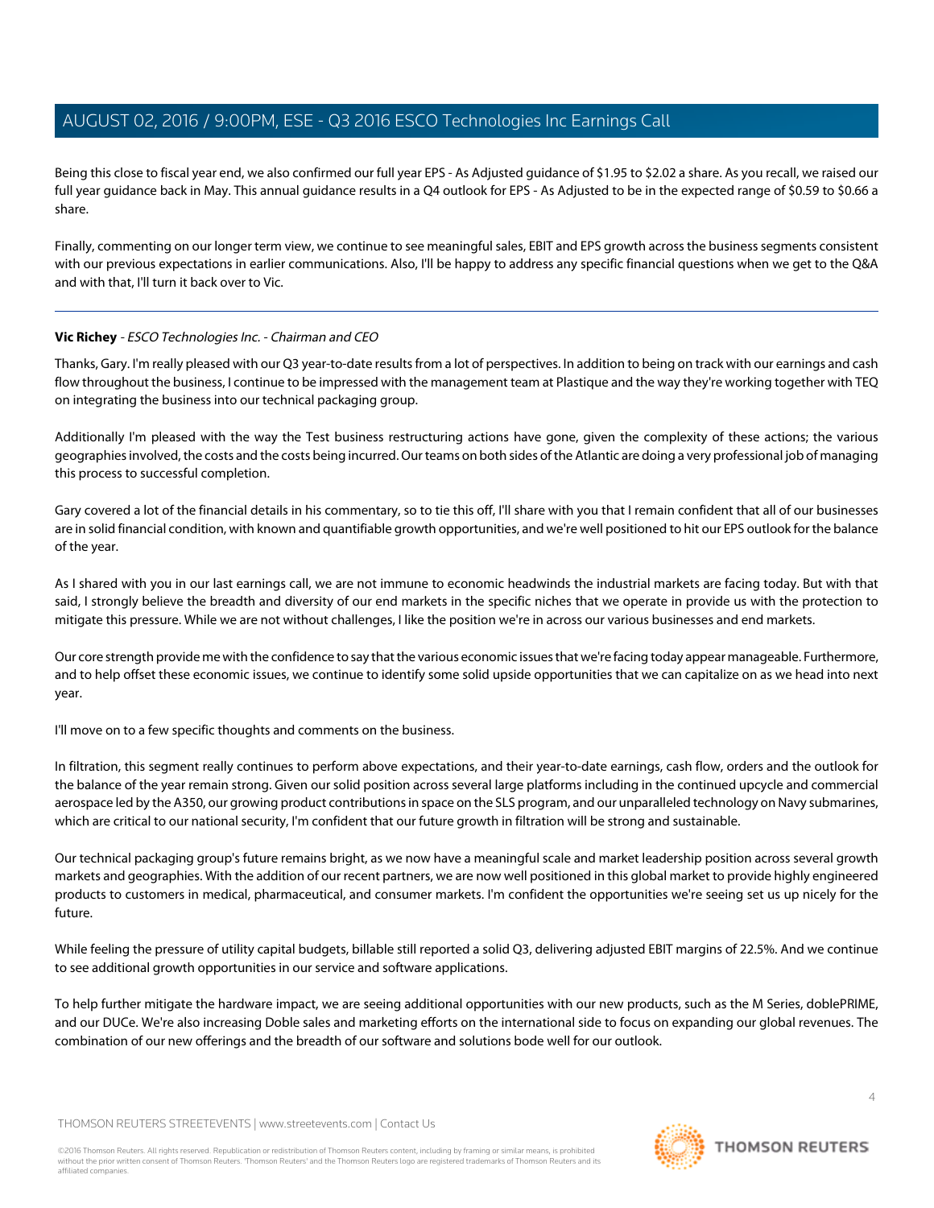Being this close to fiscal year end, we also confirmed our full year EPS - As Adjusted guidance of $1.95 to $2.02 a share. As you recall, we raised our full year guidance back in May. This annual guidance results in a Q4 outlook for EPS - As Adjusted to be in the expected range of $0.59 to $0.66 a share.

Finally, commenting on our longer term view, we continue to see meaningful sales, EBIT and EPS growth across the business segments consistent with our previous expectations in earlier communications. Also, I'll be happy to address any specific financial questions when we get to the Q&A and with that, I'll turn it back over to Vic.

---

**Vic Richey** - *ESCO Technologies Inc. - Chairman and CEO*

Thanks, Gary. I'm really pleased with our Q3 year-to-date results from a lot of perspectives. In addition to being on track with our earnings and cash flow throughout the business, I continue to be impressed with the management team at Plastique and the way they're working together with TEQ on integrating the business into our technical packaging group.

Additionally I'm pleased with the way the Test business restructuring actions have gone, given the complexity of these actions; the various geographies involved, the costs and the costs being incurred. Our teams on both sides of the Atlantic are doing a very professional job of managing this process to successful completion.

Gary covered a lot of the financial details in his commentary, so to tie this off, I'll share with you that I remain confident that all of our businesses are in solid financial condition, with known and quantifiable growth opportunities, and we're well positioned to hit our EPS outlook for the balance of the year.

As I shared with you in our last earnings call, we are not immune to economic headwinds the industrial markets are facing today. But with that said, I strongly believe the breadth and diversity of our end markets in the specific niches that we operate in provide us with the protection to mitigate this pressure. While we are not without challenges, I like the position we're in across our various businesses and end markets.

Our core strength provide me with the confidence to say that the various economic issues that we're facing today appear manageable. Furthermore, and to help offset these economic issues, we continue to identify some solid upside opportunities that we can capitalize on as we head into next year.

I'll move on to a few specific thoughts and comments on the business.

In filtration, this segment really continues to perform above expectations, and their year-to-date earnings, cash flow, orders and the outlook for the balance of the year remain strong. Given our solid position across several large platforms including in the continued upcycle and commercial aerospace led by the A350, our growing product contributions in space on the SLS program, and our unparalleled technology on Navy submarines, which are critical to our national security, I'm confident that our future growth in filtration will be strong and sustainable.

Our technical packaging group's future remains bright, as we now have a meaningful scale and market leadership position across several growth markets and geographies. With the addition of our recent partners, we are now well positioned in this global market to provide highly engineered products to customers in medical, pharmaceutical, and consumer markets. I'm confident the opportunities we're seeing set us up nicely for the future.

While feeling the pressure of utility capital budgets, billable still reported a solid Q3, delivering adjusted EBIT margins of 22.5%. And we continue to see additional growth opportunities in our service and software applications.

To help further mitigate the hardware impact, we are seeing additional opportunities with our new products, such as the M Series, doblePRIME, and our DUCe. We're also increasing Doble sales and marketing efforts on the international side to focus on expanding our global revenues. The combination of our new offerings and the breadth of our software and solutions bode well for our outlook.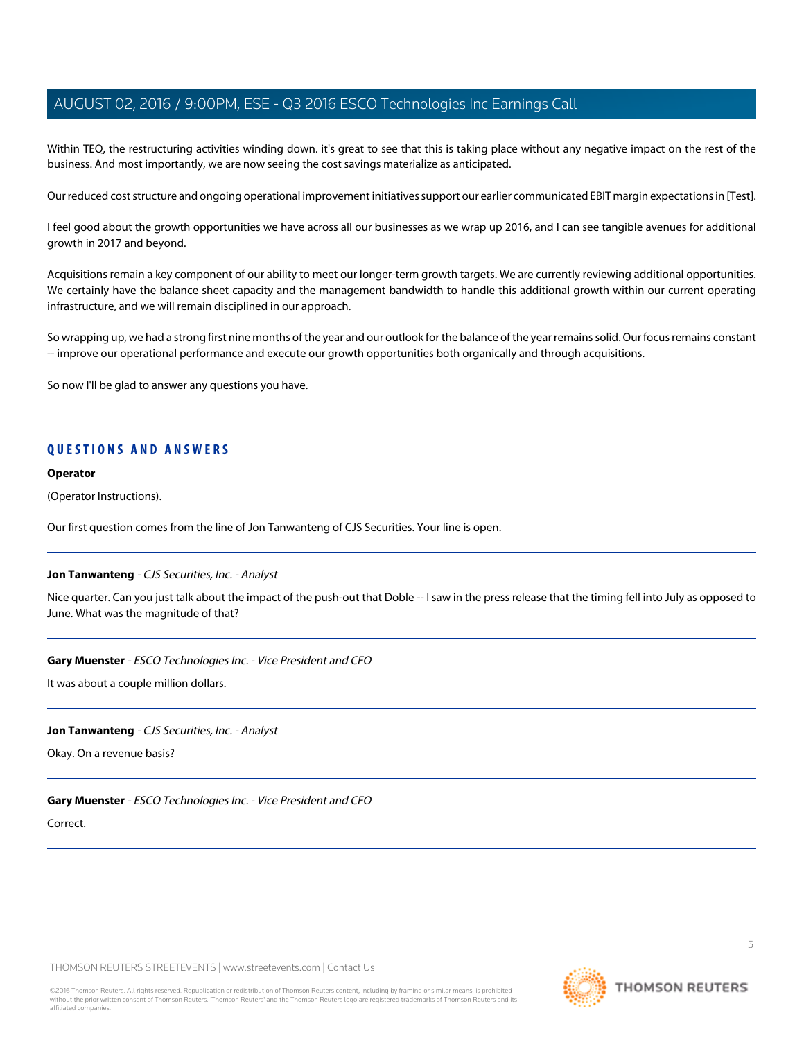Within TEQ, the restructuring activities winding down. it's great to see that this is taking place without any negative impact on the rest of the business. And most importantly, we are now seeing the cost savings materialize as anticipated.

Our reduced cost structure and ongoing operational improvement initiatives support our earlier communicated EBIT margin expectations in [Test].

I feel good about the growth opportunities we have across all our businesses as we wrap up 2016, and I can see tangible avenues for additional growth in 2017 and beyond.

Acquisitions remain a key component of our ability to meet our longer-term growth targets. We are currently reviewing additional opportunities. We certainly have the balance sheet capacity and the management bandwidth to handle this additional growth within our current operating infrastructure, and we will remain disciplined in our approach.

So wrapping up, we had a strong first nine months of the year and our outlook for the balance of the year remains solid. Our focus remains constant -- improve our operational performance and execute our growth opportunities both organically and through acquisitions.

So now I'll be glad to answer any questions you have.

---

## QUESTIONS AND ANSWERS

**Operator**

(Operator Instructions).

Our first question comes from the line of Jon Tanwanteng of CJS Securities. Your line is open.

---

**Jon Tanwanteng** - *CJS Securities, Inc. - Analyst*

Nice quarter. Can you just talk about the impact of the push-out that Doble -- I saw in the press release that the timing fell into July as opposed to June. What was the magnitude of that?

---

**Gary Muenster** - *ESCO Technologies Inc. - Vice President and CFO*

It was about a couple million dollars.

---

**Jon Tanwanteng** - *CJS Securities, Inc. - Analyst*

Okay. On a revenue basis?

---

**Gary Muenster** - *ESCO Technologies Inc. - Vice President and CFO*

Correct.

---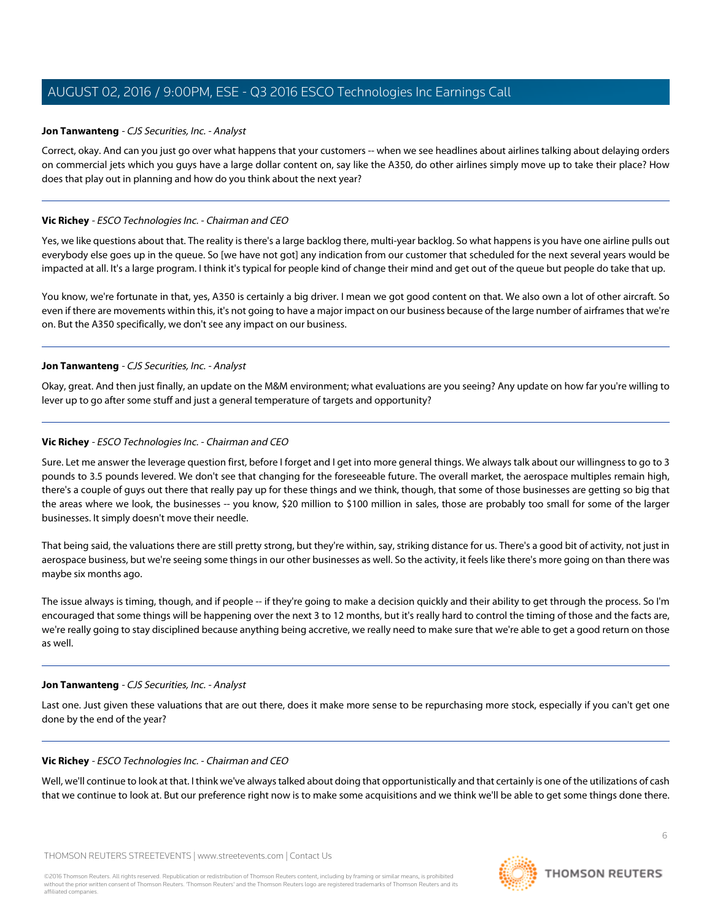**Jon Tanwanteng** - *CJS Securities, Inc. - Analyst*

Correct, okay. And can you just go over what happens that your customers -- when we see headlines about airlines talking about delaying orders on commercial jets which you guys have a large dollar content on, say like the A350, do other airlines simply move up to take their place? How does that play out in planning and how do you think about the next year?

---

**Vic Richey** - *ESCO Technologies Inc. - Chairman and CEO*

Yes, we like questions about that. The reality is there's a large backlog there, multi-year backlog. So what happens is you have one airline pulls out everybody else goes up in the queue. So [we have not got] any indication from our customer that scheduled for the next several years would be impacted at all. It's a large program. I think it's typical for people kind of change their mind and get out of the queue but people do take that up.

You know, we're fortunate in that, yes, A350 is certainly a big driver. I mean we got good content on that. We also own a lot of other aircraft. So even if there are movements within this, it's not going to have a major impact on our business because of the large number of airframes that we're on. But the A350 specifically, we don't see any impact on our business.

---

**Jon Tanwanteng** - *CJS Securities, Inc. - Analyst*

Okay, great. And then just finally, an update on the M&M environment; what evaluations are you seeing? Any update on how far you're willing to lever up to go after some stuff and just a general temperature of targets and opportunity?

---

**Vic Richey** - *ESCO Technologies Inc. - Chairman and CEO*

Sure. Let me answer the leverage question first, before I forget and I get into more general things. We always talk about our willingness to go to 3 pounds to 3.5 pounds levered. We don't see that changing for the foreseeable future. The overall market, the aerospace multiples remain high, there's a couple of guys out there that really pay up for these things and we think, though, that some of those businesses are getting so big that the areas where we look, the businesses -- you know, $20 million to $100 million in sales, those are probably too small for some of the larger businesses. It simply doesn't move their needle.

That being said, the valuations there are still pretty strong, but they're within, say, striking distance for us. There's a good bit of activity, not just in aerospace business, but we're seeing some things in our other businesses as well. So the activity, it feels like there's more going on than there was maybe six months ago.

The issue always is timing, though, and if people -- if they're going to make a decision quickly and their ability to get through the process. So I'm encouraged that some things will be happening over the next 3 to 12 months, but it's really hard to control the timing of those and the facts are, we're really going to stay disciplined because anything being accretive, we really need to make sure that we're able to get a good return on those as well.

---

**Jon Tanwanteng** - *CJS Securities, Inc. - Analyst*

Last one. Just given these valuations that are out there, does it make more sense to be repurchasing more stock, especially if you can't get one done by the end of the year?

---

**Vic Richey** - *ESCO Technologies Inc. - Chairman and CEO*

Well, we'll continue to look at that. I think we've always talked about doing that opportunistically and that certainly is one of the utilizations of cash that we continue to look at. But our preference right now is to make some acquisitions and we think we'll be able to get some things done there.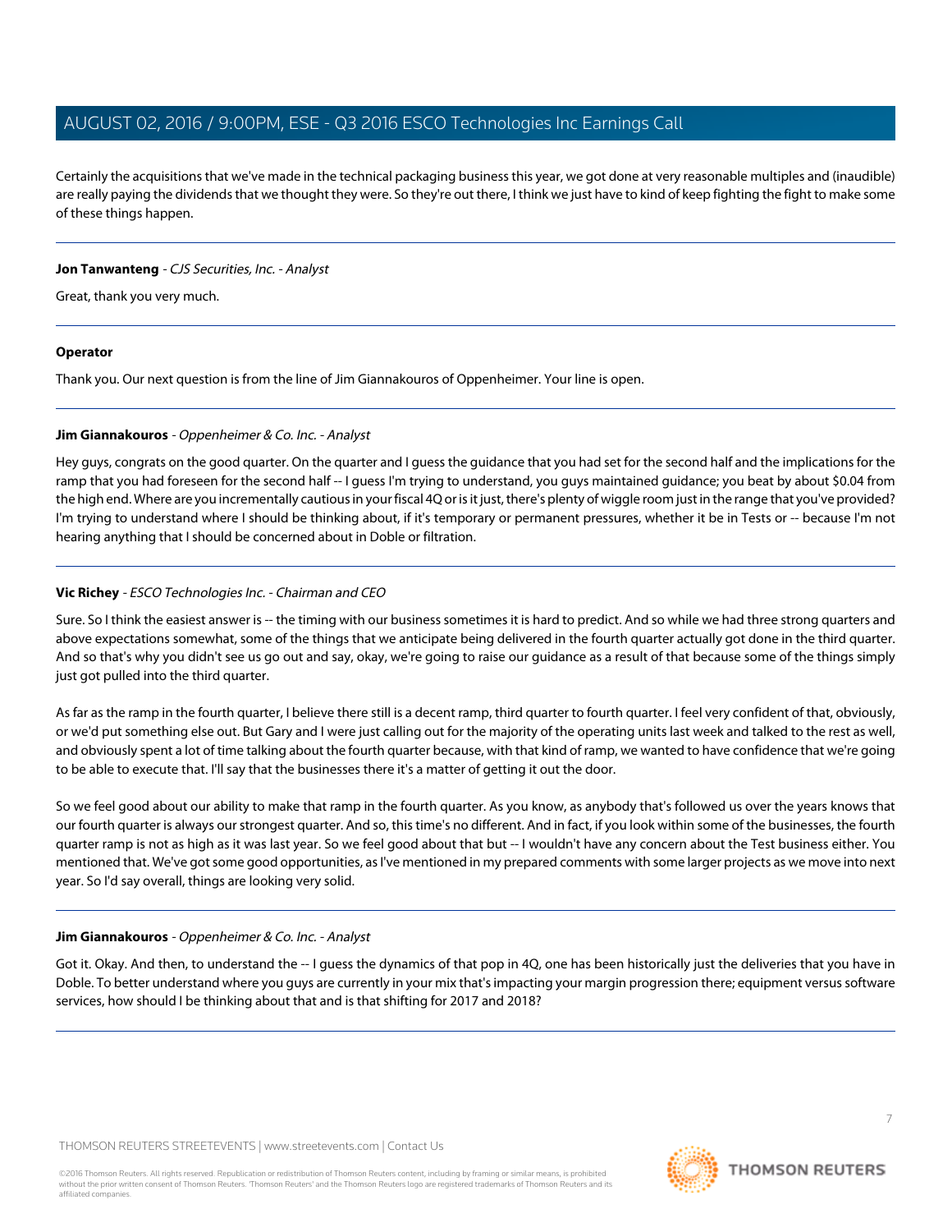Certainly the acquisitions that we've made in the technical packaging business this year, we got done at very reasonable multiples and (inaudible) are really paying the dividends that we thought they were. So they're out there, I think we just have to kind of keep fighting the fight to make some of these things happen.

---

**Jon Tanwanteng** - *CJS Securities, Inc. - Analyst*

Great, thank you very much.

---

**Operator**

Thank you. Our next question is from the line of Jim Giannakouros of Oppenheimer. Your line is open.

---

**Jim Giannakouros** - *Oppenheimer & Co. Inc. - Analyst*

Hey guys, congrats on the good quarter. On the quarter and I guess the guidance that you had set for the second half and the implications for the ramp that you had foreseen for the second half -- I guess I'm trying to understand, you guys maintained guidance; you beat by about $0.04 from the high end. Where are you incrementally cautious in your fiscal 4Q or is it just, there's plenty of wiggle room just in the range that you've provided? I'm trying to understand where I should be thinking about, if it's temporary or permanent pressures, whether it be in Tests or -- because I'm not hearing anything that I should be concerned about in Doble or filtration.

---

**Vic Richey** - *ESCO Technologies Inc. - Chairman and CEO*

Sure. So I think the easiest answer is -- the timing with our business sometimes it is hard to predict. And so while we had three strong quarters and above expectations somewhat, some of the things that we anticipate being delivered in the fourth quarter actually got done in the third quarter. And so that's why you didn't see us go out and say, okay, we're going to raise our guidance as a result of that because some of the things simply just got pulled into the third quarter.

As far as the ramp in the fourth quarter, I believe there still is a decent ramp, third quarter to fourth quarter. I feel very confident of that, obviously, or we'd put something else out. But Gary and I were just calling out for the majority of the operating units last week and talked to the rest as well, and obviously spent a lot of time talking about the fourth quarter because, with that kind of ramp, we wanted to have confidence that we're going to be able to execute that. I'll say that the businesses there it's a matter of getting it out the door.

So we feel good about our ability to make that ramp in the fourth quarter. As you know, as anybody that's followed us over the years knows that our fourth quarter is always our strongest quarter. And so, this time's no different. And in fact, if you look within some of the businesses, the fourth quarter ramp is not as high as it was last year. So we feel good about that but -- I wouldn't have any concern about the Test business either. You mentioned that. We've got some good opportunities, as I've mentioned in my prepared comments with some larger projects as we move into next year. So I'd say overall, things are looking very solid.

---

**Jim Giannakouros** - *Oppenheimer & Co. Inc. - Analyst*

Got it. Okay. And then, to understand the -- I guess the dynamics of that pop in 4Q, one has been historically just the deliveries that you have in Doble. To better understand where you guys are currently in your mix that's impacting your margin progression there; equipment versus software services, how should I be thinking about that and is that shifting for 2017 and 2018?

---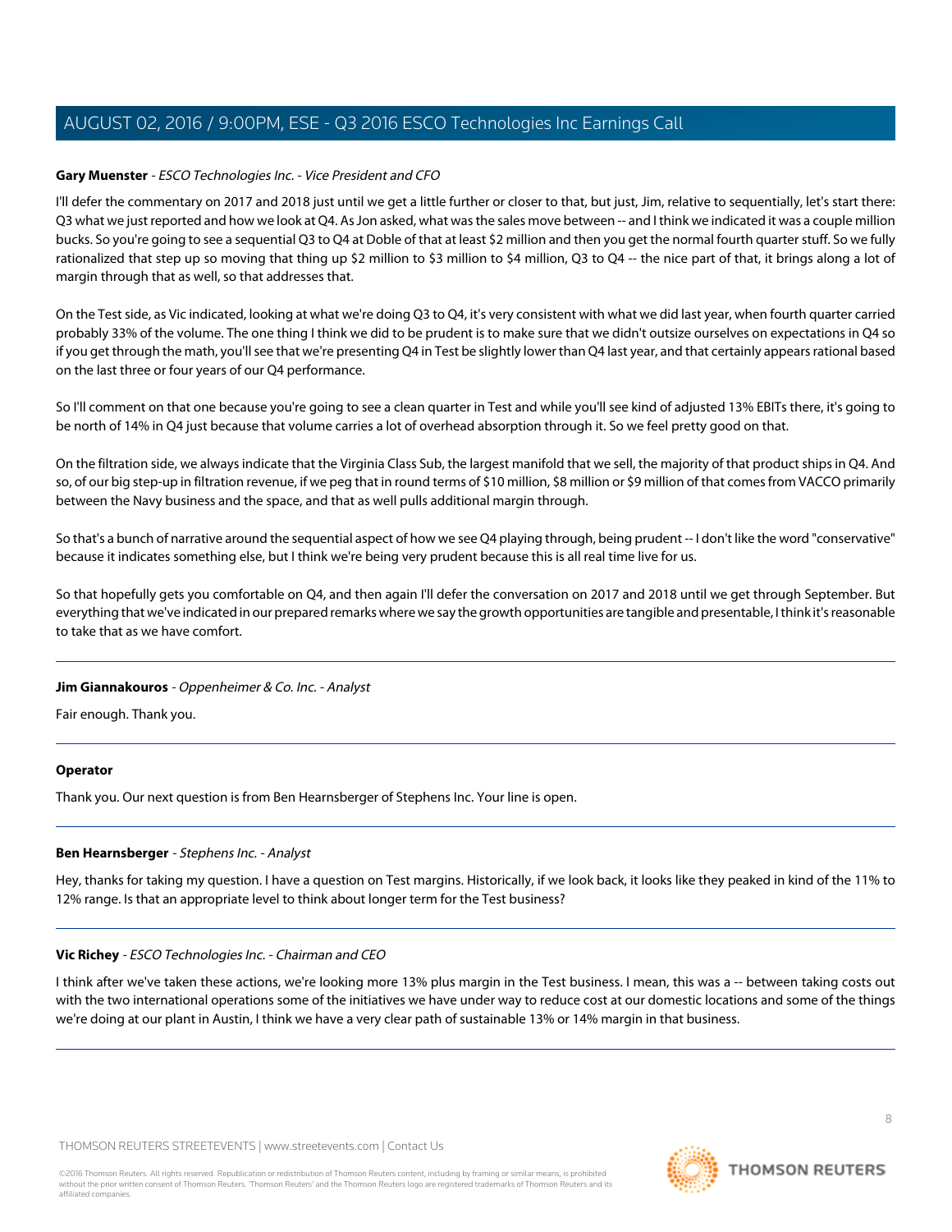**Gary Muenster** - *ESCO Technologies Inc. - Vice President and CFO*

I'll defer the commentary on 2017 and 2018 just until we get a little further or closer to that, but just, Jim, relative to sequentially, let's start there: Q3 what we just reported and how we look at Q4. As Jon asked, what was the sales move between -- and I think we indicated it was a couple million bucks. So you're going to see a sequential Q3 to Q4 at Doble of that at least $2 million and then you get the normal fourth quarter stuff. So we fully rationalized that step up so moving that thing up $2 million to $3 million to $4 million, Q3 to Q4 -- the nice part of that, it brings along a lot of margin through that as well, so that addresses that.

On the Test side, as Vic indicated, looking at what we're doing Q3 to Q4, it's very consistent with what we did last year, when fourth quarter carried probably 33% of the volume. The one thing I think we did to be prudent is to make sure that we didn't outsize ourselves on expectations in Q4 so if you get through the math, you'll see that we're presenting Q4 in Test be slightly lower than Q4 last year, and that certainly appears rational based on the last three or four years of our Q4 performance.

So I'll comment on that one because you're going to see a clean quarter in Test and while you'll see kind of adjusted 13% EBITs there, it's going to be north of 14% in Q4 just because that volume carries a lot of overhead absorption through it. So we feel pretty good on that.

On the filtration side, we always indicate that the Virginia Class Sub, the largest manifold that we sell, the majority of that product ships in Q4. And so, of our big step-up in filtration revenue, if we peg that in round terms of $10 million, $8 million or $9 million of that comes from VACCO primarily between the Navy business and the space, and that as well pulls additional margin through.

So that's a bunch of narrative around the sequential aspect of how we see Q4 playing through, being prudent -- I don't like the word "conservative" because it indicates something else, but I think we're being very prudent because this is all real time live for us.

So that hopefully gets you comfortable on Q4, and then again I'll defer the conversation on 2017 and 2018 until we get through September. But everything that we've indicated in our prepared remarks where we say the growth opportunities are tangible and presentable, I think it's reasonable to take that as we have comfort.

---

**Jim Giannakouros** - *Oppenheimer & Co. Inc. - Analyst*

Fair enough. Thank you.

---

**Operator**

Thank you. Our next question is from Ben Hearnsberger of Stephens Inc. Your line is open.

---

**Ben Hearnsberger** - *Stephens Inc. - Analyst*

Hey, thanks for taking my question. I have a question on Test margins. Historically, if we look back, it looks like they peaked in kind of the 11% to 12% range. Is that an appropriate level to think about longer term for the Test business?

---

**Vic Richey** - *ESCO Technologies Inc. - Chairman and CEO*

I think after we've taken these actions, we're looking more 13% plus margin in the Test business. I mean, this was a -- between taking costs out with the two international operations some of the initiatives we have under way to reduce cost at our domestic locations and some of the things we're doing at our plant in Austin, I think we have a very clear path of sustainable 13% or 14% margin in that business.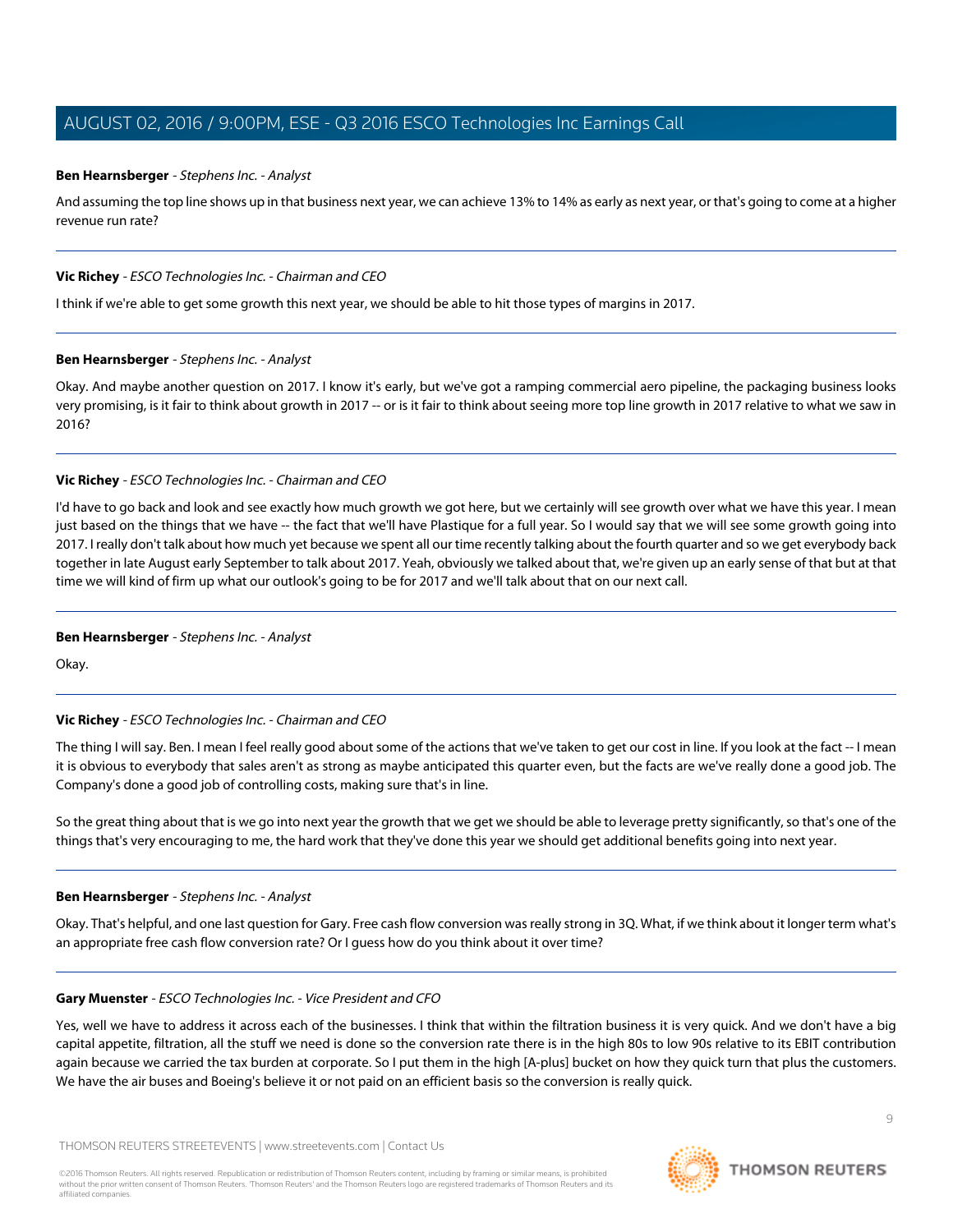**Ben Hearnsberger** - *Stephens Inc. - Analyst*

And assuming the top line shows up in that business next year, we can achieve 13% to 14% as early as next year, or that's going to come at a higher revenue run rate?

---

**Vic Richey** - *ESCO Technologies Inc. - Chairman and CEO*

I think if we're able to get some growth this next year, we should be able to hit those types of margins in 2017.

---

**Ben Hearnsberger** - *Stephens Inc. - Analyst*

Okay. And maybe another question on 2017. I know it's early, but we've got a ramping commercial aero pipeline, the packaging business looks very promising, is it fair to think about growth in 2017 -- or is it fair to think about seeing more top line growth in 2017 relative to what we saw in 2016?

---

**Vic Richey** - *ESCO Technologies Inc. - Chairman and CEO*

I'd have to go back and look and see exactly how much growth we got here, but we certainly will see growth over what we have this year. I mean just based on the things that we have -- the fact that we'll have Plastique for a full year. So I would say that we will see some growth going into 2017. I really don't talk about how much yet because we spent all our time recently talking about the fourth quarter and so we get everybody back together in late August early September to talk about 2017. Yeah, obviously we talked about that, we're given up an early sense of that but at that time we will kind of firm up what our outlook's going to be for 2017 and we'll talk about that on our next call.

---

**Ben Hearnsberger** - *Stephens Inc. - Analyst*

Okay.

---

**Vic Richey** - *ESCO Technologies Inc. - Chairman and CEO*

The thing I will say. Ben. I mean I feel really good about some of the actions that we've taken to get our cost in line. If you look at the fact -- I mean it is obvious to everybody that sales aren't as strong as maybe anticipated this quarter even, but the facts are we've really done a good job. The Company's done a good job of controlling costs, making sure that's in line.

So the great thing about that is we go into next year the growth that we get we should be able to leverage pretty significantly, so that's one of the things that's very encouraging to me, the hard work that they've done this year we should get additional benefits going into next year.

---

**Ben Hearnsberger** - *Stephens Inc. - Analyst*

Okay. That's helpful, and one last question for Gary. Free cash flow conversion was really strong in 3Q. What, if we think about it longer term what's an appropriate free cash flow conversion rate? Or I guess how do you think about it over time?

---

**Gary Muenster** - *ESCO Technologies Inc. - Vice President and CFO*

Yes, well we have to address it across each of the businesses. I think that within the filtration business it is very quick. And we don't have a big capital appetite, filtration, all the stuff we need is done so the conversion rate there is in the high 80s to low 90s relative to its EBIT contribution again because we carried the tax burden at corporate. So I put them in the high [A-plus] bucket on how they quick turn that plus the customers. We have the air buses and Boeing's believe it or not paid on an efficient basis so the conversion is really quick.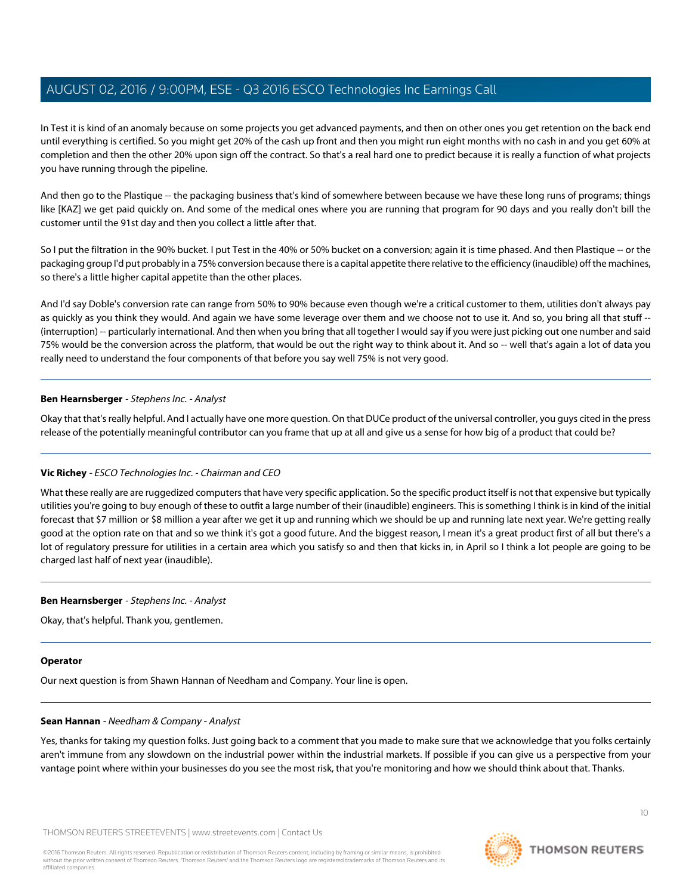In Test it is kind of an anomaly because on some projects you get advanced payments, and then on other ones you get retention on the back end until everything is certified. So you might get 20% of the cash up front and then you might run eight months with no cash in and you get 60% at completion and then the other 20% upon sign off the contract. So that's a real hard one to predict because it is really a function of what projects you have running through the pipeline.

And then go to the Plastique -- the packaging business that's kind of somewhere between because we have these long runs of programs; things like [KAZ] we get paid quickly on. And some of the medical ones where you are running that program for 90 days and you really don't bill the customer until the 91st day and then you collect a little after that.

So I put the filtration in the 90% bucket. I put Test in the 40% or 50% bucket on a conversion; again it is time phased. And then Plastique -- or the packaging group I'd put probably in a 75% conversion because there is a capital appetite there relative to the efficiency (inaudible) off the machines, so there's a little higher capital appetite than the other places.

And I'd say Doble's conversion rate can range from 50% to 90% because even though we're a critical customer to them, utilities don't always pay as quickly as you think they would. And again we have some leverage over them and we choose not to use it. And so, you bring all that stuff -- (interruption) -- particularly international. And then when you bring that all together I would say if you were just picking out one number and said 75% would be the conversion across the platform, that would be out the right way to think about it. And so -- well that's again a lot of data you really need to understand the four components of that before you say well 75% is not very good.

---

**Ben Hearnsberger** - *Stephens Inc. - Analyst*

Okay that that's really helpful. And I actually have one more question. On that DUCe product of the universal controller, you guys cited in the press release of the potentially meaningful contributor can you frame that up at all and give us a sense for how big of a product that could be?

---

**Vic Richey** - *ESCO Technologies Inc. - Chairman and CEO*

What these really are are ruggedized computers that have very specific application. So the specific product itself is not that expensive but typically utilities you're going to buy enough of these to outfit a large number of their (inaudible) engineers. This is something I think is in kind of the initial forecast that $7 million or $8 million a year after we get it up and running which we should be up and running late next year. We're getting really good at the option rate on that and so we think it's got a good future. And the biggest reason, I mean it's a great product first of all but there's a lot of regulatory pressure for utilities in a certain area which you satisfy so and then that kicks in, in April so I think a lot people are going to be charged last half of next year (inaudible).

---

**Ben Hearnsberger** - *Stephens Inc. - Analyst*

Okay, that's helpful. Thank you, gentlemen.

---

**Operator**

Our next question is from Shawn Hannan of Needham and Company. Your line is open.

---

**Sean Hannan** - *Needham & Company - Analyst*

Yes, thanks for taking my question folks. Just going back to a comment that you made to make sure that we acknowledge that you folks certainly aren't immune from any slowdown on the industrial power within the industrial markets. If possible if you can give us a perspective from your vantage point where within your businesses do you see the most risk, that you're monitoring and how we should think about that. Thanks.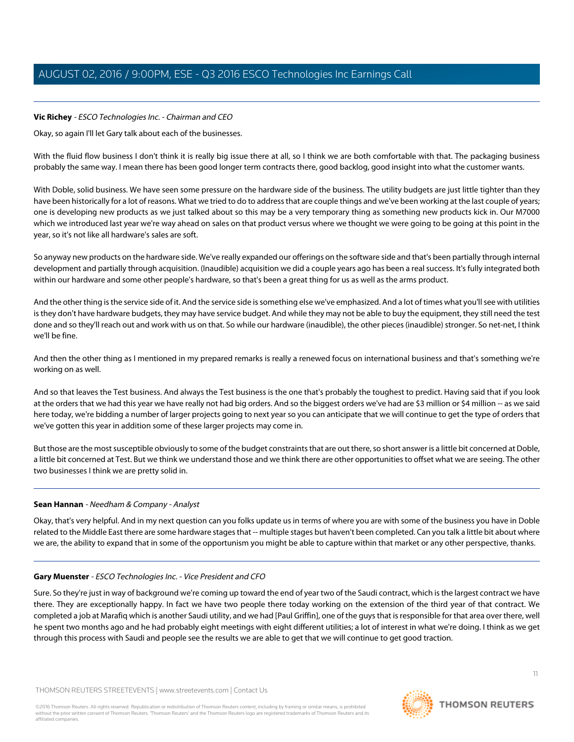**Vic Richey** - *ESCO Technologies Inc. - Chairman and CEO*

Okay, so again I'll let Gary talk about each of the businesses.

With the fluid flow business I don't think it is really big issue there at all, so I think we are both comfortable with that. The packaging business probably the same way. I mean there has been good longer term contracts there, good backlog, good insight into what the customer wants.

With Doble, solid business. We have seen some pressure on the hardware side of the business. The utility budgets are just little tighter than they have been historically for a lot of reasons. What we tried to do to address that are couple things and we've been working at the last couple of years; one is developing new products as we just talked about so this may be a very temporary thing as something new products kick in. Our M7000 which we introduced last year we're way ahead on sales on that product versus where we thought we were going to be going at this point in the year, so it's not like all hardware's sales are soft.

So anyway new products on the hardware side. We've really expanded our offerings on the software side and that's been partially through internal development and partially through acquisition. (Inaudible) acquisition we did a couple years ago has been a real success. It's fully integrated both within our hardware and some other people's hardware, so that's been a great thing for us as well as the arms product.

And the other thing is the service side of it. And the service side is something else we've emphasized. And a lot of times what you'll see with utilities is they don't have hardware budgets, they may have service budget. And while they may not be able to buy the equipment, they still need the test done and so they'll reach out and work with us on that. So while our hardware (inaudible), the other pieces (inaudible) stronger. So net-net, I think we'll be fine.

And then the other thing as I mentioned in my prepared remarks is really a renewed focus on international business and that's something we're working on as well.

And so that leaves the Test business. And always the Test business is the one that's probably the toughest to predict. Having said that if you look at the orders that we had this year we have really not had big orders. And so the biggest orders we've had are $3 million or $4 million -- as we said here today, we're bidding a number of larger projects going to next year so you can anticipate that we will continue to get the type of orders that we've gotten this year in addition some of these larger projects may come in.

But those are the most susceptible obviously to some of the budget constraints that are out there, so short answer is a little bit concerned at Doble, a little bit concerned at Test. But we think we understand those and we think there are other opportunities to offset what we are seeing. The other two businesses I think we are pretty solid in.

---

**Sean Hannan** - *Needham & Company - Analyst*

Okay, that's very helpful. And in my next question can you folks update us in terms of where you are with some of the business you have in Doble related to the Middle East there are some hardware stages that -- multiple stages but haven't been completed. Can you talk a little bit about where we are, the ability to expand that in some of the opportunism you might be able to capture within that market or any other perspective, thanks.

---

**Gary Muenster** - *ESCO Technologies Inc. - Vice President and CFO*

Sure. So they're just in way of background we're coming up toward the end of year two of the Saudi contract, which is the largest contract we have there. They are exceptionally happy. In fact we have two people there today working on the extension of the third year of that contract. We completed a job at Marafiq which is another Saudi utility, and we had [Paul Griffin], one of the guys that is responsible for that area over there, well he spent two months ago and he had probably eight meetings with eight different utilities; a lot of interest in what we're doing. I think as we get through this process with Saudi and people see the results we are able to get that we will continue to get good traction.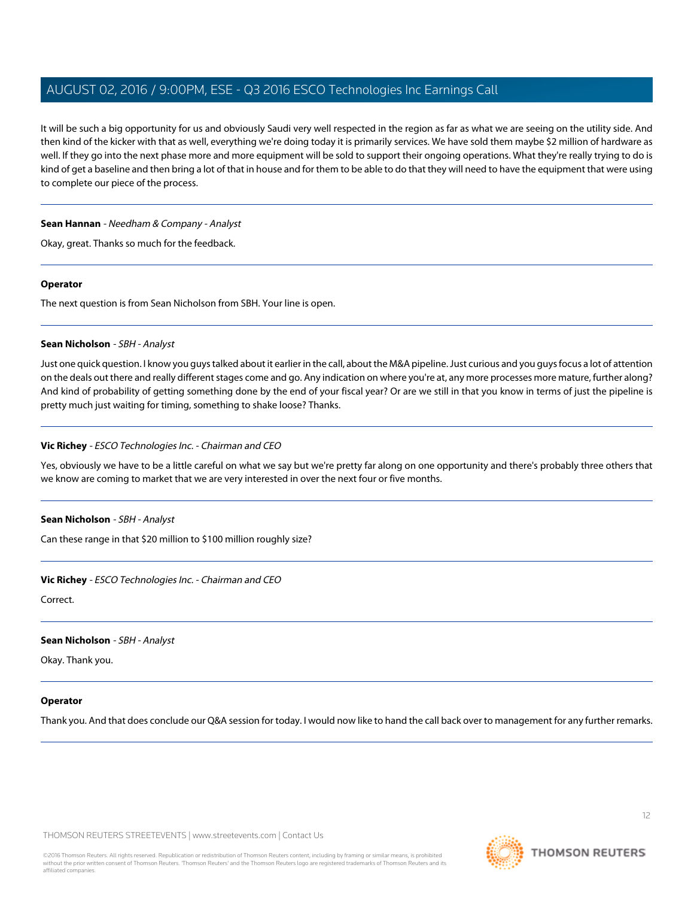It will be such a big opportunity for us and obviously Saudi very well respected in the region as far as what we are seeing on the utility side. And then kind of the kicker with that as well, everything we're doing today it is primarily services. We have sold them maybe $2 million of hardware as well. If they go into the next phase more and more equipment will be sold to support their ongoing operations. What they're really trying to do is kind of get a baseline and then bring a lot of that in house and for them to be able to do that they will need to have the equipment that were using to complete our piece of the process.

---

**Sean Hannan** - *Needham & Company - Analyst*

Okay, great. Thanks so much for the feedback.

---

**Operator**

The next question is from Sean Nicholson from SBH. Your line is open.

---

**Sean Nicholson** - *SBH - Analyst*

Just one quick question. I know you guys talked about it earlier in the call, about the M&A pipeline. Just curious and you guys focus a lot of attention on the deals out there and really different stages come and go. Any indication on where you're at, any more processes more mature, further along? And kind of probability of getting something done by the end of your fiscal year? Or are we still in that you know in terms of just the pipeline is pretty much just waiting for timing, something to shake loose? Thanks.

---

**Vic Richey** - *ESCO Technologies Inc. - Chairman and CEO*

Yes, obviously we have to be a little careful on what we say but we're pretty far along on one opportunity and there's probably three others that we know are coming to market that we are very interested in over the next four or five months.

---

**Sean Nicholson** - *SBH - Analyst*

Can these range in that $20 million to $100 million roughly size?

---

**Vic Richey** - *ESCO Technologies Inc. - Chairman and CEO*

Correct.

---

**Sean Nicholson** - *SBH - Analyst*

Okay. Thank you.

---

**Operator**

Thank you. And that does conclude our Q&A session for today. I would now like to hand the call back over to management for any further remarks.

---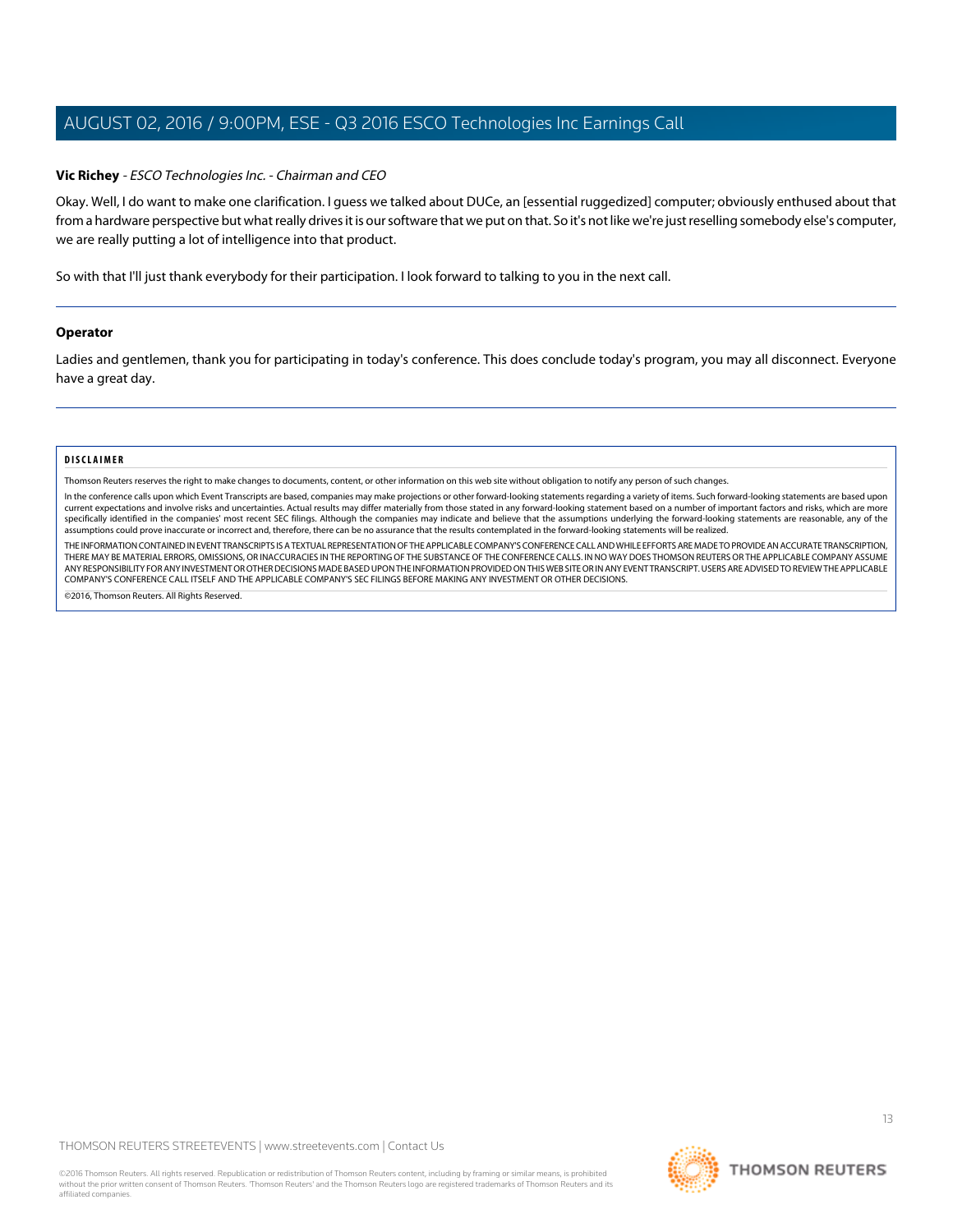**Vic Richey** - *ESCO Technologies Inc. - Chairman and CEO*

Okay. Well, I do want to make one clarification. I guess we talked about DUCe, an [essential ruggedized] computer; obviously enthused about that from a hardware perspective but what really drives it is our software that we put on that. So it's not like we're just reselling somebody else's computer, we are really putting a lot of intelligence into that product.

So with that I'll just thank everybody for their participation. I look forward to talking to you in the next call.

---

**Operator**

Ladies and gentlemen, thank you for participating in today's conference. This does conclude today's program, you may all disconnect. Everyone have a great day.

---

**DISCLAIMER**

Thomson Reuters reserves the right to make changes to documents, content, or other information on this web site without obligation to notify any person of such changes.

In the conference calls upon which Event Transcripts are based, companies may make projections or other forward-looking statements regarding a variety of items. Such forward-looking statements are based upon current expectations and involve risks and uncertainties. Actual results may differ materially from those stated in any forward-looking statement based on a number of important factors and risks, which are more specifically identified in the companies' most recent SEC filings. Although the companies may indicate and believe that the assumptions underlying the forward-looking statements are reasonable, any of the assumptions could prove inaccurate or incorrect and, therefore, there can be no assurance that the results contemplated in the forward-looking statements will be realized.

THE INFORMATION CONTAINED IN EVENT TRANSCRIPTS IS A TEXTUAL REPRESENTATION OF THE APPLICABLE COMPANY'S CONFERENCE CALL AND WHILE EFFORTS ARE MADE TO PROVIDE AN ACCURATE TRANSCRIPTION, THERE MAY BE MATERIAL ERRORS, OMISSIONS, OR INACCURACIES IN THE REPORTING OF THE SUBSTANCE OF THE CONFERENCE CALLS. IN NO WAY DOES THOMSON REUTERS OR THE APPLICABLE COMPANY ASSUME ANY RESPONSIBILITY FOR ANY INVESTMENT OR OTHER DECISIONS MADE BASED UPON THE INFORMATION PROVIDED ON THIS WEB SITE OR IN ANY EVENT TRANSCRIPT. USERS ARE ADVISED TO REVIEW THE APPLICABLE COMPANY'S CONFERENCE CALL ITSELF AND THE APPLICABLE COMPANY'S SEC FILINGS BEFORE MAKING ANY INVESTMENT OR OTHER DECISIONS.

©2016, Thomson Reuters. All Rights Reserved.